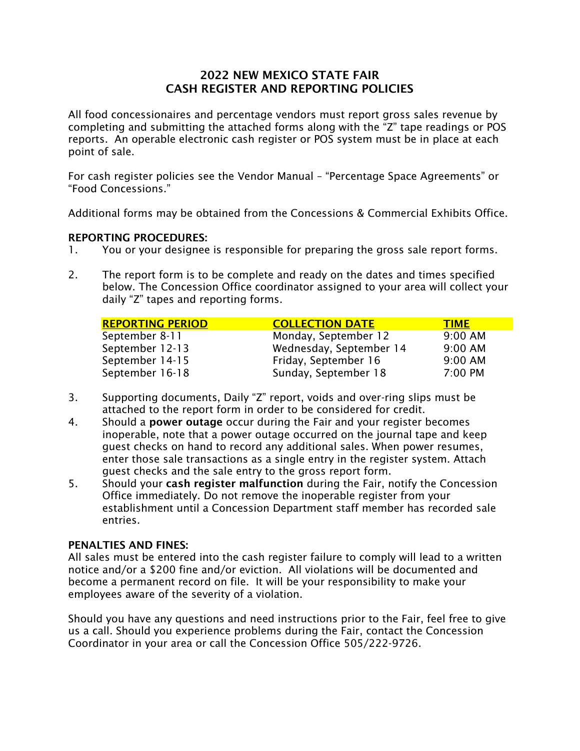# 2022 NEW MEXICO STATE FAIR
# CASH REGISTER AND REPORTING POLICIES

All food concessionaires and percentage vendors must report gross sales revenue by completing and submitting the attached forms along with the "Z" tape readings or POS reports. An operable electronic cash register or POS system must be in place at each point of sale.

For cash register policies see the Vendor Manual – "Percentage Space Agreements" or "Food Concessions."

Additional forms may be obtained from the Concessions & Commercial Exhibits Office.

**REPORTING PROCEDURES:**

1. You or your designee is responsible for preparing the gross sale report forms.

2. The report form is to be complete and ready on the dates and times specified below. The Concession Office coordinator assigned to your area will collect your daily "Z" tapes and reporting forms.

| REPORTING PERIOD | COLLECTION DATE | TIME |
|---|---|---|
| September 8-11 | Monday, September 12 | 9:00 AM |
| September 12-13 | Wednesday, September 14 | 9:00 AM |
| September 14-15 | Friday, September 16 | 9:00 AM |
| September 16-18 | Sunday, September 18 | 7:00 PM |

3. Supporting documents, Daily "Z" report, voids and over-ring slips must be attached to the report form in order to be considered for credit.
4. Should a **power outage** occur during the Fair and your register becomes inoperable, note that a power outage occurred on the journal tape and keep guest checks on hand to record any additional sales. When power resumes, enter those sale transactions as a single entry in the register system. Attach guest checks and the sale entry to the gross report form.
5. Should your **cash register malfunction** during the Fair, notify the Concession Office immediately. Do not remove the inoperable register from your establishment until a Concession Department staff member has recorded sale entries.

**PENALTIES AND FINES:**

All sales must be entered into the cash register failure to comply will lead to a written notice and/or a $200 fine and/or eviction. All violations will be documented and become a permanent record on file. It will be your responsibility to make your employees aware of the severity of a violation.

Should you have any questions and need instructions prior to the Fair, feel free to give us a call. Should you experience problems during the Fair, contact the Concession Coordinator in your area or call the Concession Office 505/222-9726.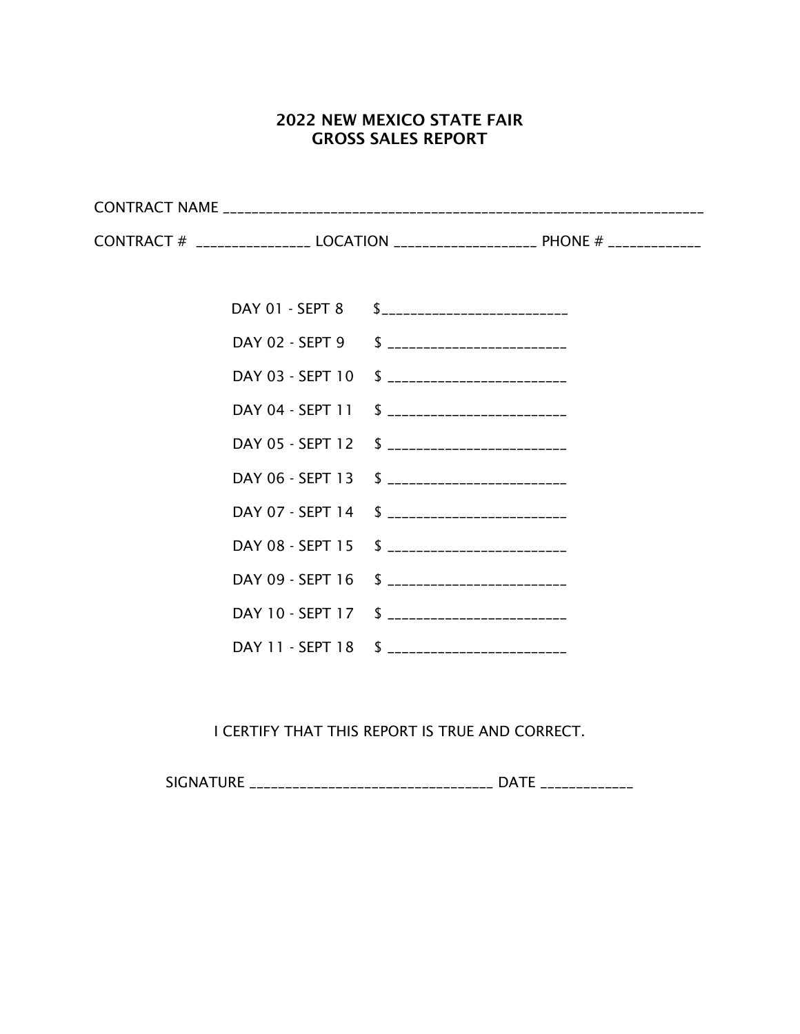# 2022 NEW MEXICO STATE FAIR
# GROSS SALES REPORT

CONTRACT NAME ________________________________________________________________

CONTRACT # _______________ LOCATION ___________________ PHONE # ____________

DAY 01 - SEPT 8 $_________________________

DAY 02 - SEPT 9 $ ________________________

DAY 03 - SEPT 10 $ ________________________

DAY 04 - SEPT 11 $ ________________________

DAY 05 - SEPT 12 $ ________________________

DAY 06 - SEPT 13 $ ________________________

DAY 07 - SEPT 14 $ ________________________

DAY 08 - SEPT 15 $ ________________________

DAY 09 - SEPT 16 $ ________________________

DAY 10 - SEPT 17 $ ________________________

DAY 11 - SEPT 18 $ ________________________

I CERTIFY THAT THIS REPORT IS TRUE AND CORRECT.

SIGNATURE ________________________________ DATE ____________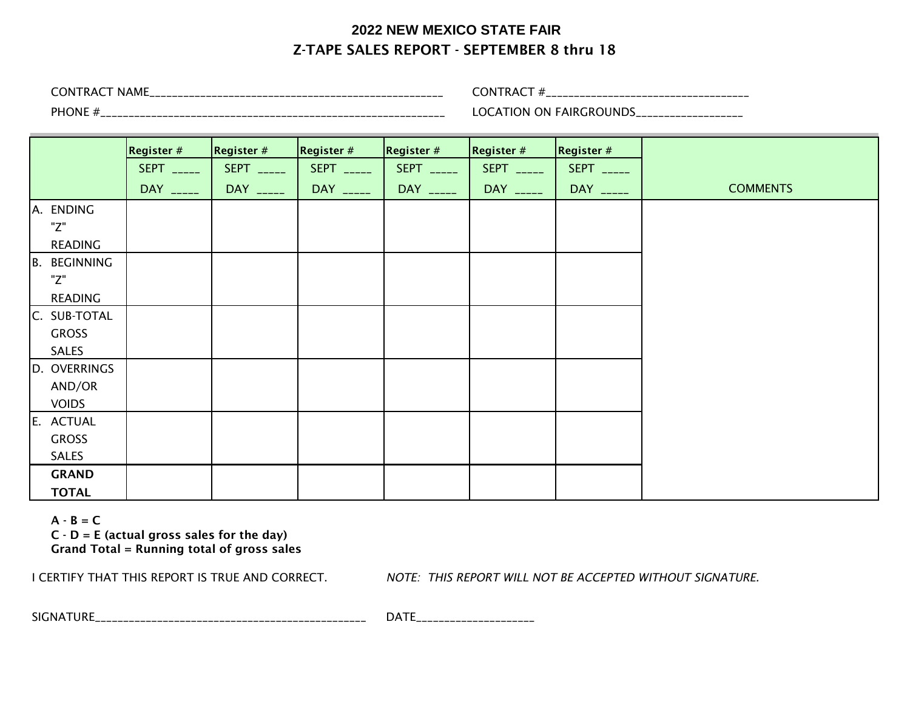# 2022 NEW MEXICO STATE FAIR

## Z-TAPE SALES REPORT - SEPTEMBER 8 thru 18

CONTRACT NAME___________________________________________________ CONTRACT #___________________________________

PHONE #__________________________________________________________ LOCATION ON FAIRGROUNDS__________________

| | Register # SEPT _____ DAY _____ | Register # SEPT _____ DAY _____ | Register # SEPT _____ DAY _____ | Register # SEPT _____ DAY _____ | Register # SEPT _____ DAY _____ | Register # SEPT _____ DAY _____ | COMMENTS |
|---|---|---|---|---|---|---|---|
| A. ENDING "Z" READING | | | | | | | |
| B. BEGINNING "Z" READING | | | | | | | |
| C. SUB-TOTAL GROSS SALES | | | | | | | |
| D. OVERRINGS AND/OR VOIDS | | | | | | | |
| E. ACTUAL GROSS SALES | | | | | | | |
| **GRAND TOTAL** | | | | | | | |

**A - B = C**
**C - D = E (actual gross sales for the day)**
**Grand Total = Running total of gross sales**

I CERTIFY THAT THIS REPORT IS TRUE AND CORRECT.

*NOTE: THIS REPORT WILL NOT BE ACCEPTED WITHOUT SIGNATURE.*

SIGNATURE_______________________________________________ DATE____________________